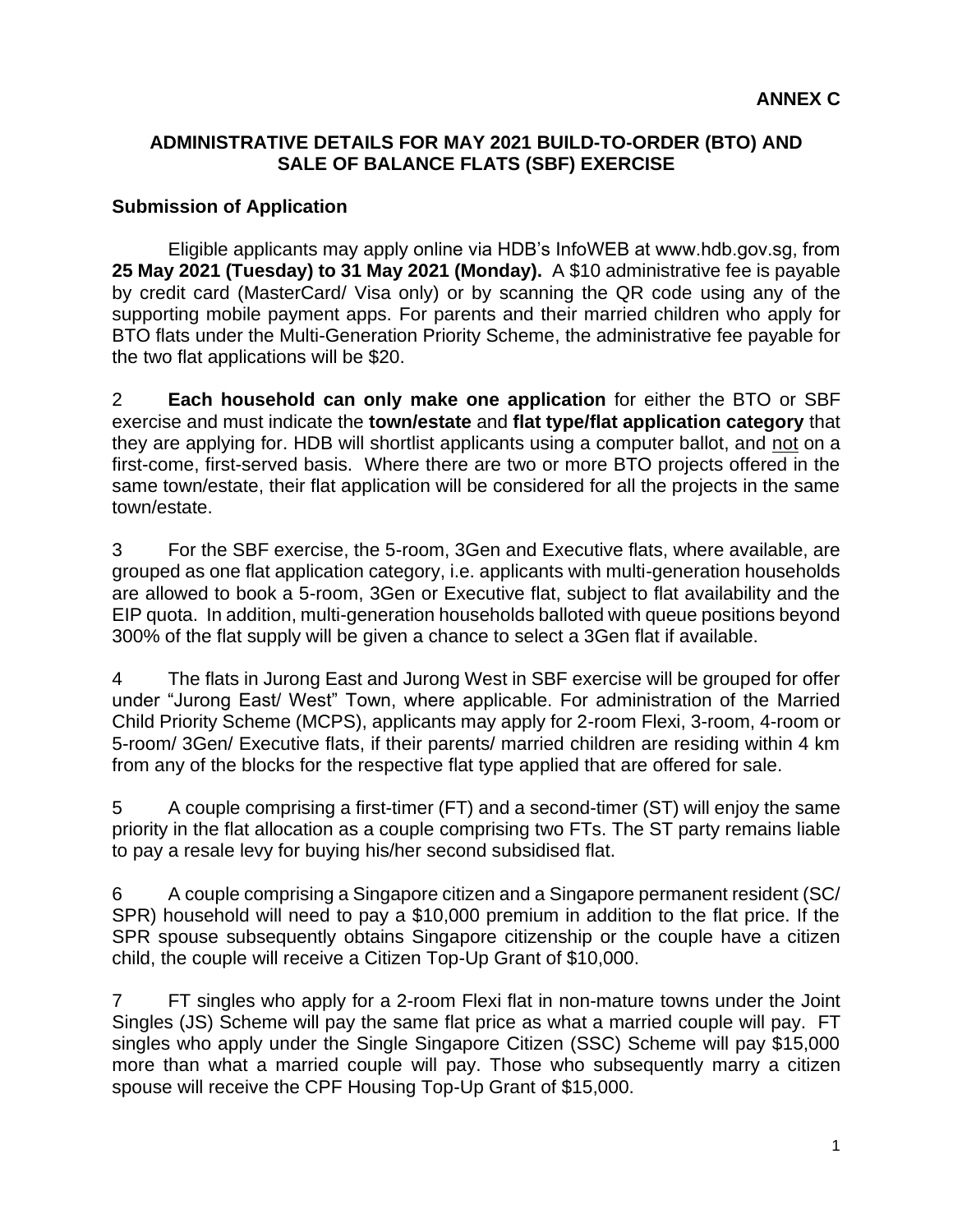**ANNEX C**

## ADMINISTRATIVE DETAILS FOR MAY 2021 BUILD-TO-ORDER (BTO) AND SALE OF BALANCE FLATS (SBF) EXERCISE

### Submission of Application

Eligible applicants may apply online via HDB's InfoWEB at www.hdb.gov.sg, from **25 May 2021 (Tuesday) to 31 May 2021 (Monday).** A $10 administrative fee is payable by credit card (MasterCard/ Visa only) or by scanning the QR code using any of the supporting mobile payment apps. For parents and their married children who apply for BTO flats under the Multi-Generation Priority Scheme, the administrative fee payable for the two flat applications will be $20.

2 **Each household can only make one application** for either the BTO or SBF exercise and must indicate the **town/estate** and **flat type/flat application category** that they are applying for. HDB will shortlist applicants using a computer ballot, and not on a first-come, first-served basis. Where there are two or more BTO projects offered in the same town/estate, their flat application will be considered for all the projects in the same town/estate.

3 For the SBF exercise, the 5-room, 3Gen and Executive flats, where available, are grouped as one flat application category, i.e. applicants with multi-generation households are allowed to book a 5-room, 3Gen or Executive flat, subject to flat availability and the EIP quota. In addition, multi-generation households balloted with queue positions beyond 300% of the flat supply will be given a chance to select a 3Gen flat if available.

4 The flats in Jurong East and Jurong West in SBF exercise will be grouped for offer under "Jurong East/ West" Town, where applicable. For administration of the Married Child Priority Scheme (MCPS), applicants may apply for 2-room Flexi, 3-room, 4-room or 5-room/ 3Gen/ Executive flats, if their parents/ married children are residing within 4 km from any of the blocks for the respective flat type applied that are offered for sale.

5 A couple comprising a first-timer (FT) and a second-timer (ST) will enjoy the same priority in the flat allocation as a couple comprising two FTs. The ST party remains liable to pay a resale levy for buying his/her second subsidised flat.

6 A couple comprising a Singapore citizen and a Singapore permanent resident (SC/ SPR) household will need to pay a $10,000 premium in addition to the flat price. If the SPR spouse subsequently obtains Singapore citizenship or the couple have a citizen child, the couple will receive a Citizen Top-Up Grant of $10,000.

7 FT singles who apply for a 2-room Flexi flat in non-mature towns under the Joint Singles (JS) Scheme will pay the same flat price as what a married couple will pay. FT singles who apply under the Single Singapore Citizen (SSC) Scheme will pay $15,000 more than what a married couple will pay. Those who subsequently marry a citizen spouse will receive the CPF Housing Top-Up Grant of $15,000.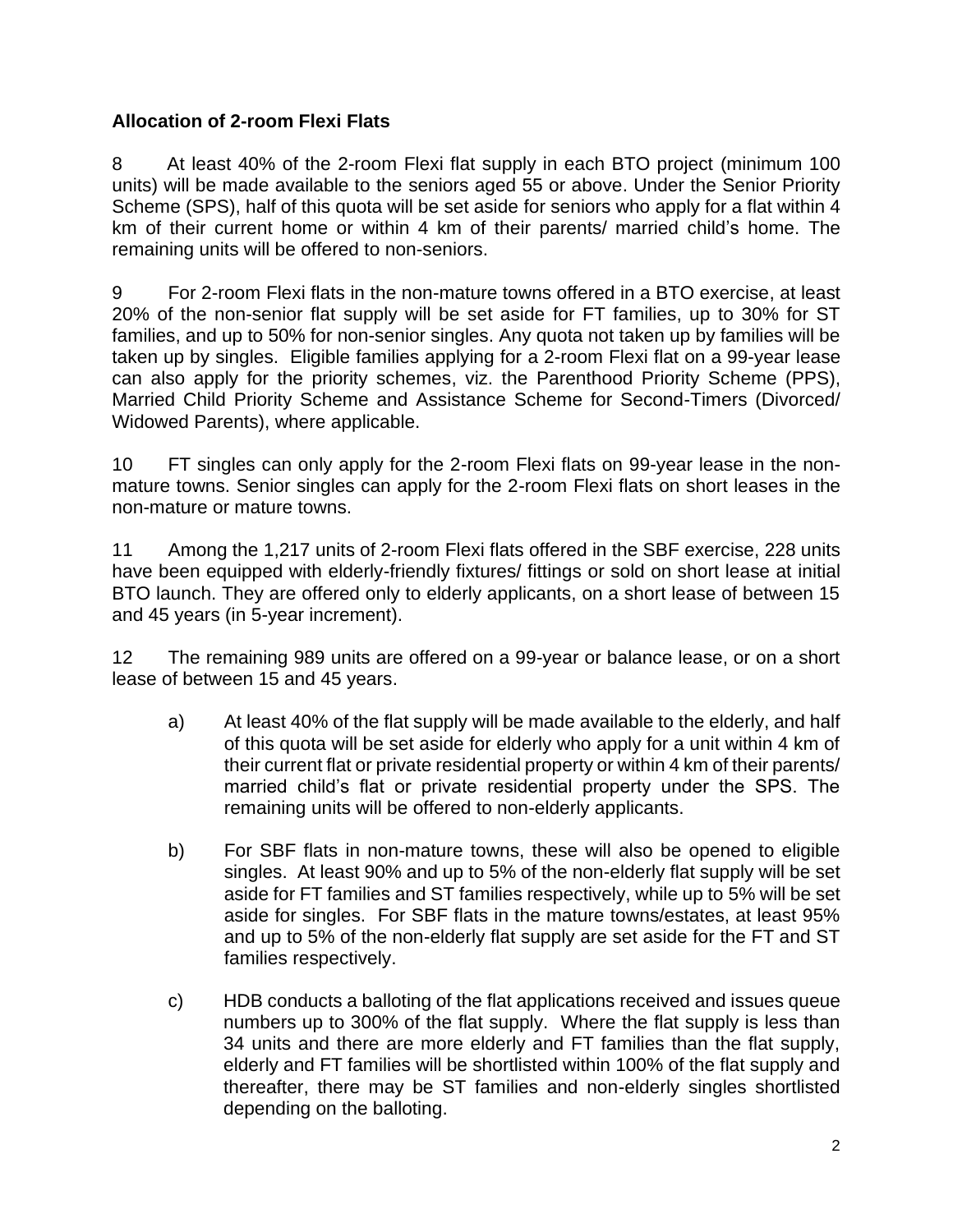**Allocation of 2-room Flexi Flats**

8 At least 40% of the 2-room Flexi flat supply in each BTO project (minimum 100 units) will be made available to the seniors aged 55 or above. Under the Senior Priority Scheme (SPS), half of this quota will be set aside for seniors who apply for a flat within 4 km of their current home or within 4 km of their parents/ married child's home. The remaining units will be offered to non-seniors.

9 For 2-room Flexi flats in the non-mature towns offered in a BTO exercise, at least 20% of the non-senior flat supply will be set aside for FT families, up to 30% for ST families, and up to 50% for non-senior singles. Any quota not taken up by families will be taken up by singles. Eligible families applying for a 2-room Flexi flat on a 99-year lease can also apply for the priority schemes, viz. the Parenthood Priority Scheme (PPS), Married Child Priority Scheme and Assistance Scheme for Second-Timers (Divorced/ Widowed Parents), where applicable.

10 FT singles can only apply for the 2-room Flexi flats on 99-year lease in the non-mature towns. Senior singles can apply for the 2-room Flexi flats on short leases in the non-mature or mature towns.

11 Among the 1,217 units of 2-room Flexi flats offered in the SBF exercise, 228 units have been equipped with elderly-friendly fixtures/ fittings or sold on short lease at initial BTO launch. They are offered only to elderly applicants, on a short lease of between 15 and 45 years (in 5-year increment).

12 The remaining 989 units are offered on a 99-year or balance lease, or on a short lease of between 15 and 45 years.

a) At least 40% of the flat supply will be made available to the elderly, and half of this quota will be set aside for elderly who apply for a unit within 4 km of their current flat or private residential property or within 4 km of their parents/ married child's flat or private residential property under the SPS. The remaining units will be offered to non-elderly applicants.

b) For SBF flats in non-mature towns, these will also be opened to eligible singles. At least 90% and up to 5% of the non-elderly flat supply will be set aside for FT families and ST families respectively, while up to 5% will be set aside for singles. For SBF flats in the mature towns/estates, at least 95% and up to 5% of the non-elderly flat supply are set aside for the FT and ST families respectively.

c) HDB conducts a balloting of the flat applications received and issues queue numbers up to 300% of the flat supply. Where the flat supply is less than 34 units and there are more elderly and FT families than the flat supply, elderly and FT families will be shortlisted within 100% of the flat supply and thereafter, there may be ST families and non-elderly singles shortlisted depending on the balloting.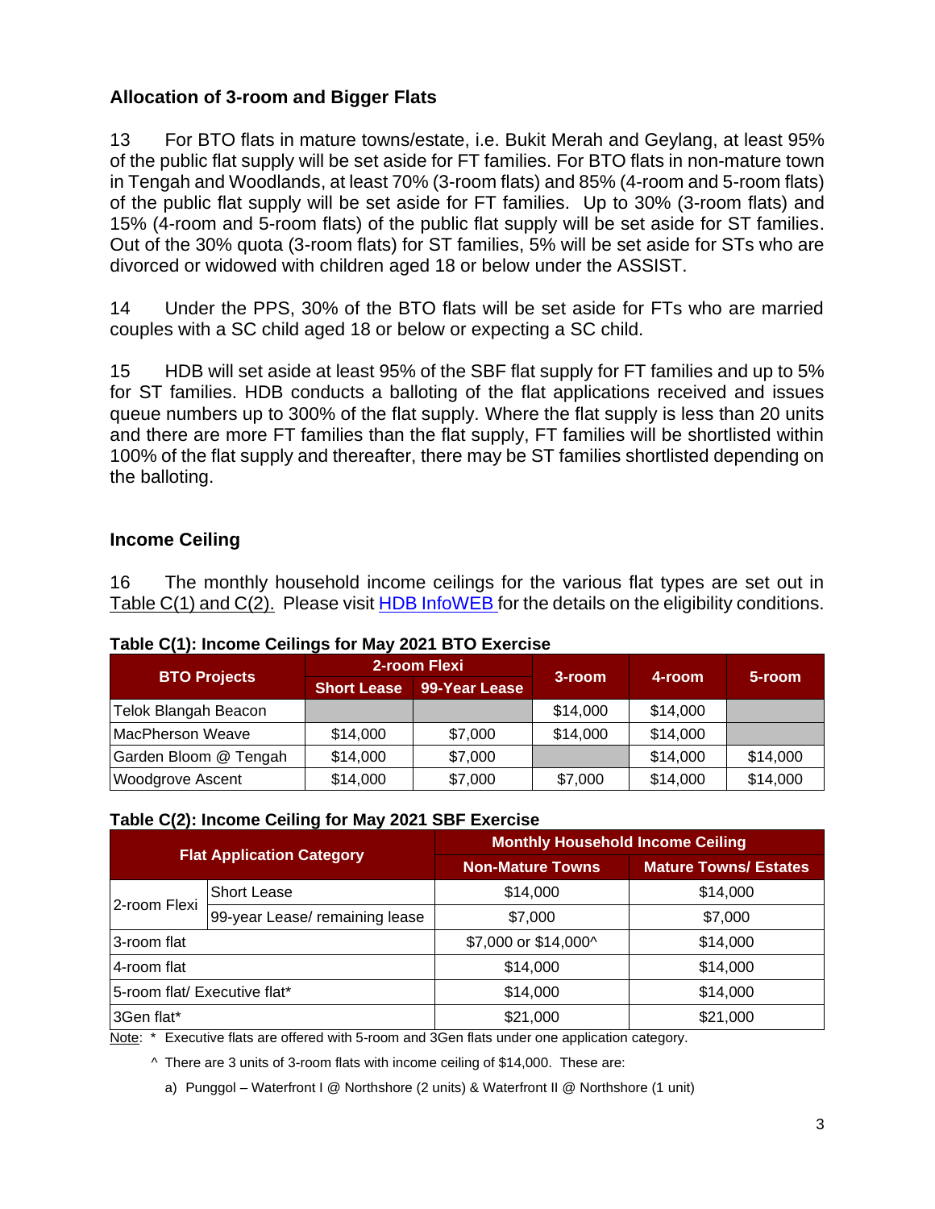## Allocation of 3-room and Bigger Flats

13 For BTO flats in mature towns/estate, i.e. Bukit Merah and Geylang, at least 95% of the public flat supply will be set aside for FT families. For BTO flats in non-mature town in Tengah and Woodlands, at least 70% (3-room flats) and 85% (4-room and 5-room flats) of the public flat supply will be set aside for FT families. Up to 30% (3-room flats) and 15% (4-room and 5-room flats) of the public flat supply will be set aside for ST families. Out of the 30% quota (3-room flats) for ST families, 5% will be set aside for STs who are divorced or widowed with children aged 18 or below under the ASSIST.

14 Under the PPS, 30% of the BTO flats will be set aside for FTs who are married couples with a SC child aged 18 or below or expecting a SC child.

15 HDB will set aside at least 95% of the SBF flat supply for FT families and up to 5% for ST families. HDB conducts a balloting of the flat applications received and issues queue numbers up to 300% of the flat supply. Where the flat supply is less than 20 units and there are more FT families than the flat supply, FT families will be shortlisted within 100% of the flat supply and thereafter, there may be ST families shortlisted depending on the balloting.

## Income Ceiling

16 The monthly household income ceilings for the various flat types are set out in Table C(1) and C(2). Please visit HDB InfoWEB for the details on the eligibility conditions.

**Table C(1): Income Ceilings for May 2021 BTO Exercise**

| BTO Projects | 2-room Flexi | | 3-room | 4-room | 5-room |
|---|---|---|---|---|---|
| | Short Lease | 99-Year Lease | | | |
| Telok Blangah Beacon | | | $14,000 | $14,000 | |
| MacPherson Weave | $14,000 | $7,000 | $14,000 | $14,000 | |
| Garden Bloom @ Tengah | $14,000 | $7,000 | | $14,000 | $14,000 |
| Woodgrove Ascent | $14,000 | $7,000 | $7,000 | $14,000 | $14,000 |

**Table C(2): Income Ceiling for May 2021 SBF Exercise**

| Flat Application Category | | Monthly Household Income Ceiling | |
|---|---|---|---|
| | | Non-Mature Towns | Mature Towns/ Estates |
| 2-room Flexi | Short Lease | $14,000 | $14,000 |
| | 99-year Lease/ remaining lease | $7,000 | $7,000 |
| 3-room flat | | $7,000 or $14,000^ | $14,000 |
| 4-room flat | | $14,000 | $14,000 |
| 5-room flat/ Executive flat* | | $14,000 | $14,000 |
| 3Gen flat* | | $21,000 | $21,000 |

Note: * Executive flats are offered with 5-room and 3Gen flats under one application category.

^ There are 3 units of 3-room flats with income ceiling of $14,000. These are:

a) Punggol – Waterfront I @ Northshore (2 units) & Waterfront II @ Northshore (1 unit)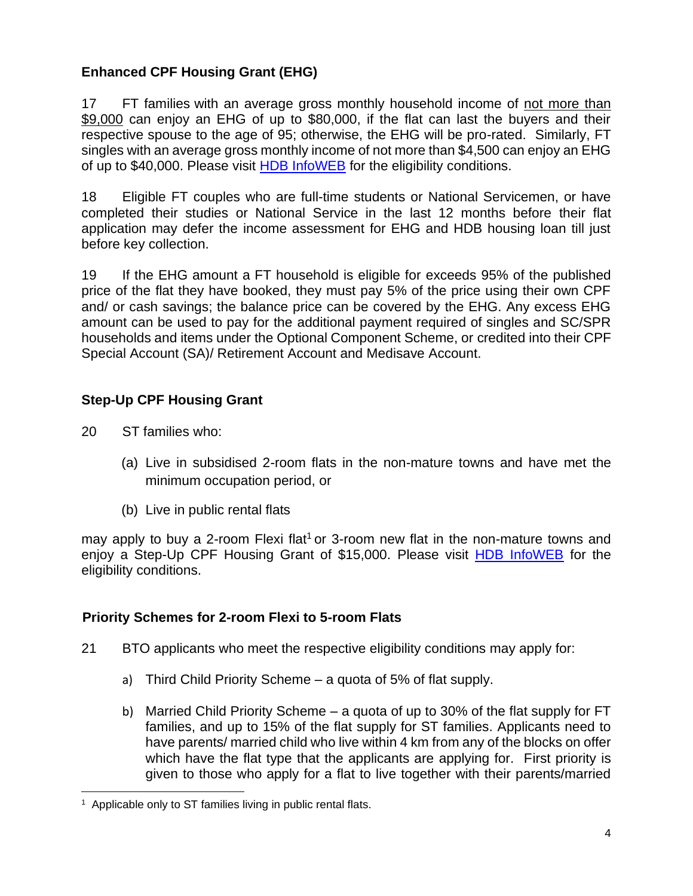### Enhanced CPF Housing Grant (EHG)

17 FT families with an average gross monthly household income of not more than $9,000 can enjoy an EHG of up to $80,000, if the flat can last the buyers and their respective spouse to the age of 95; otherwise, the EHG will be pro-rated. Similarly, FT singles with an average gross monthly income of not more than $4,500 can enjoy an EHG of up to $40,000. Please visit HDB InfoWEB for the eligibility conditions.

18 Eligible FT couples who are full-time students or National Servicemen, or have completed their studies or National Service in the last 12 months before their flat application may defer the income assessment for EHG and HDB housing loan till just before key collection.

19 If the EHG amount a FT household is eligible for exceeds 95% of the published price of the flat they have booked, they must pay 5% of the price using their own CPF and/ or cash savings; the balance price can be covered by the EHG. Any excess EHG amount can be used to pay for the additional payment required of singles and SC/SPR households and items under the Optional Component Scheme, or credited into their CPF Special Account (SA)/ Retirement Account and Medisave Account.

### Step-Up CPF Housing Grant

20 ST families who:

(a) Live in subsidised 2-room flats in the non-mature towns and have met the minimum occupation period, or

(b) Live in public rental flats

may apply to buy a 2-room Flexi flat[1] or 3-room new flat in the non-mature towns and enjoy a Step-Up CPF Housing Grant of $15,000. Please visit HDB InfoWEB for the eligibility conditions.

### Priority Schemes for 2-room Flexi to 5-room Flats

21 BTO applicants who meet the respective eligibility conditions may apply for:

a) Third Child Priority Scheme – a quota of 5% of flat supply.

b) Married Child Priority Scheme – a quota of up to 30% of the flat supply for FT families, and up to 15% of the flat supply for ST families. Applicants need to have parents/ married child who live within 4 km from any of the blocks on offer which have the flat type that the applicants are applying for. First priority is given to those who apply for a flat to live together with their parents/married

---

[1] Applicable only to ST families living in public rental flats.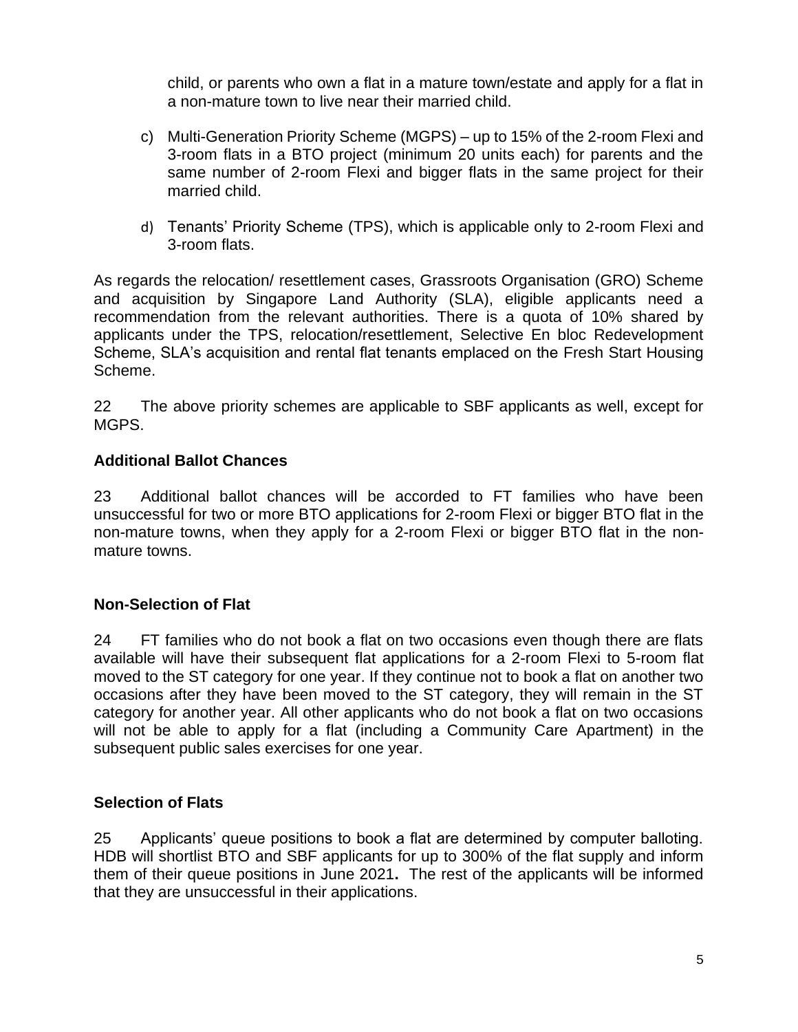child, or parents who own a flat in a mature town/estate and apply for a flat in a non-mature town to live near their married child.

c) Multi-Generation Priority Scheme (MGPS) – up to 15% of the 2-room Flexi and 3-room flats in a BTO project (minimum 20 units each) for parents and the same number of 2-room Flexi and bigger flats in the same project for their married child.

d) Tenants' Priority Scheme (TPS), which is applicable only to 2-room Flexi and 3-room flats.

As regards the relocation/ resettlement cases, Grassroots Organisation (GRO) Scheme and acquisition by Singapore Land Authority (SLA), eligible applicants need a recommendation from the relevant authorities. There is a quota of 10% shared by applicants under the TPS, relocation/resettlement, Selective En bloc Redevelopment Scheme, SLA's acquisition and rental flat tenants emplaced on the Fresh Start Housing Scheme.

22 The above priority schemes are applicable to SBF applicants as well, except for MGPS.

**Additional Ballot Chances**

23 Additional ballot chances will be accorded to FT families who have been unsuccessful for two or more BTO applications for 2-room Flexi or bigger BTO flat in the non-mature towns, when they apply for a 2-room Flexi or bigger BTO flat in the non-mature towns.

**Non-Selection of Flat**

24 FT families who do not book a flat on two occasions even though there are flats available will have their subsequent flat applications for a 2-room Flexi to 5-room flat moved to the ST category for one year. If they continue not to book a flat on another two occasions after they have been moved to the ST category, they will remain in the ST category for another year. All other applicants who do not book a flat on two occasions will not be able to apply for a flat (including a Community Care Apartment) in the subsequent public sales exercises for one year.

**Selection of Flats**

25 Applicants' queue positions to book a flat are determined by computer balloting. HDB will shortlist BTO and SBF applicants for up to 300% of the flat supply and inform them of their queue positions in June 2021**.** The rest of the applicants will be informed that they are unsuccessful in their applications.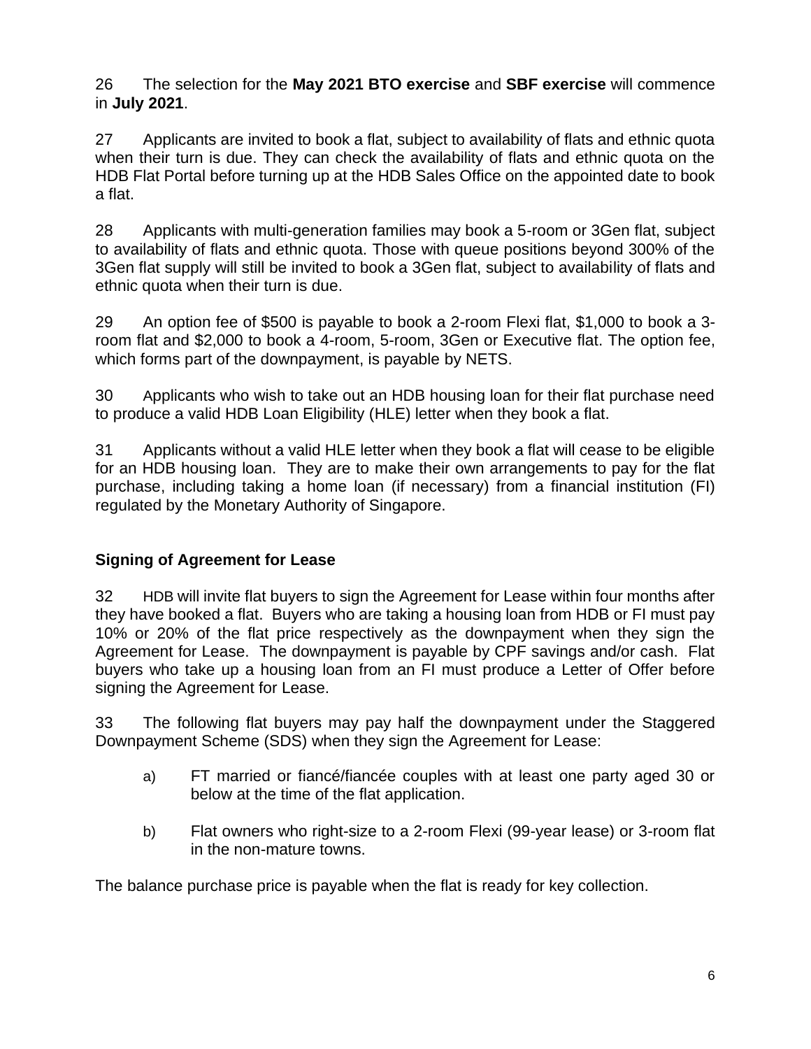26 The selection for the **May 2021 BTO exercise** and **SBF exercise** will commence in **July 2021**.

27 Applicants are invited to book a flat, subject to availability of flats and ethnic quota when their turn is due. They can check the availability of flats and ethnic quota on the HDB Flat Portal before turning up at the HDB Sales Office on the appointed date to book a flat.

28 Applicants with multi-generation families may book a 5-room or 3Gen flat, subject to availability of flats and ethnic quota. Those with queue positions beyond 300% of the 3Gen flat supply will still be invited to book a 3Gen flat, subject to availability of flats and ethnic quota when their turn is due.

29 An option fee of $500 is payable to book a 2-room Flexi flat, $1,000 to book a 3-room flat and $2,000 to book a 4-room, 5-room, 3Gen or Executive flat. The option fee, which forms part of the downpayment, is payable by NETS.

30 Applicants who wish to take out an HDB housing loan for their flat purchase need to produce a valid HDB Loan Eligibility (HLE) letter when they book a flat.

31 Applicants without a valid HLE letter when they book a flat will cease to be eligible for an HDB housing loan. They are to make their own arrangements to pay for the flat purchase, including taking a home loan (if necessary) from a financial institution (FI) regulated by the Monetary Authority of Singapore.

### Signing of Agreement for Lease

32 HDB will invite flat buyers to sign the Agreement for Lease within four months after they have booked a flat. Buyers who are taking a housing loan from HDB or FI must pay 10% or 20% of the flat price respectively as the downpayment when they sign the Agreement for Lease. The downpayment is payable by CPF savings and/or cash. Flat buyers who take up a housing loan from an FI must produce a Letter of Offer before signing the Agreement for Lease.

33 The following flat buyers may pay half the downpayment under the Staggered Downpayment Scheme (SDS) when they sign the Agreement for Lease:

a) FT married or fiancé/fiancée couples with at least one party aged 30 or below at the time of the flat application.

b) Flat owners who right-size to a 2-room Flexi (99-year lease) or 3-room flat in the non-mature towns.

The balance purchase price is payable when the flat is ready for key collection.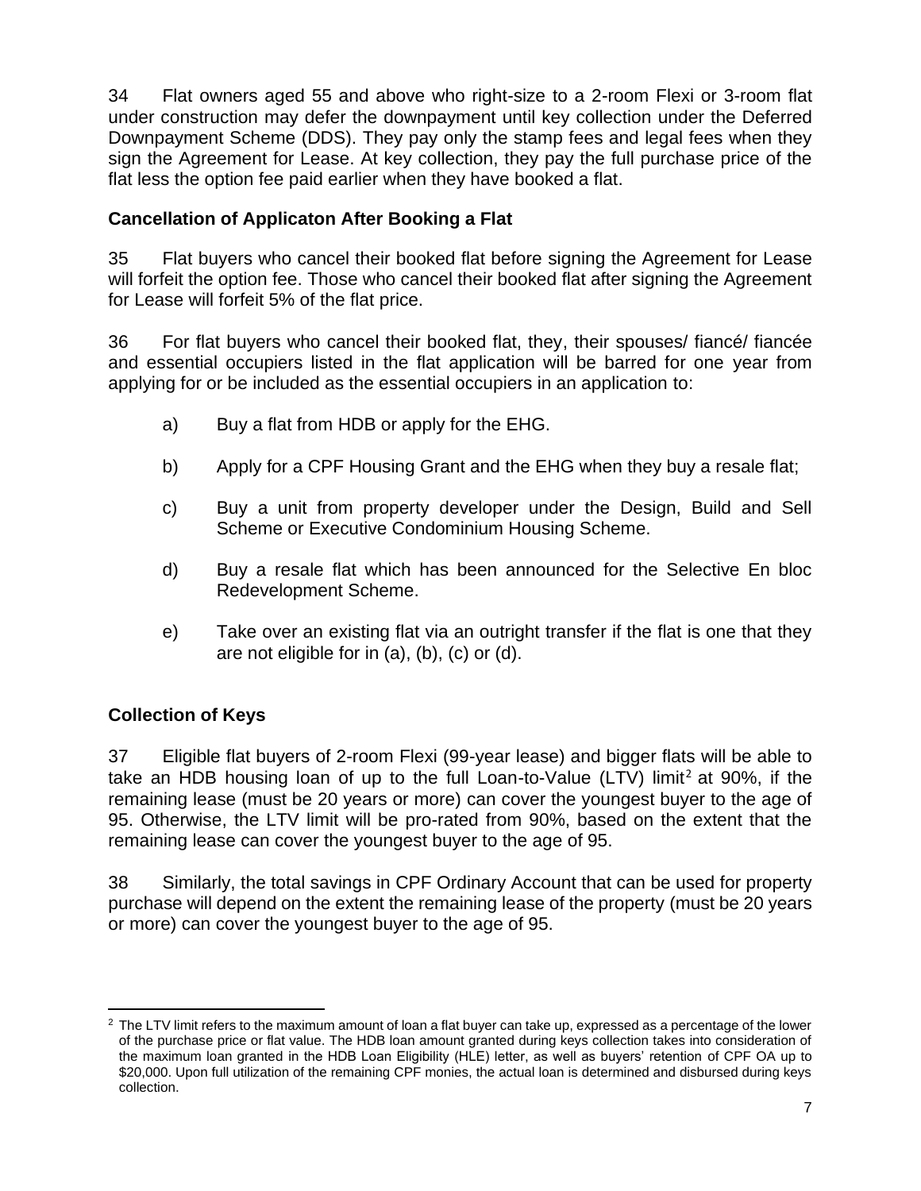34 Flat owners aged 55 and above who right-size to a 2-room Flexi or 3-room flat under construction may defer the downpayment until key collection under the Deferred Downpayment Scheme (DDS). They pay only the stamp fees and legal fees when they sign the Agreement for Lease. At key collection, they pay the full purchase price of the flat less the option fee paid earlier when they have booked a flat.

### Cancellation of Applicaton After Booking a Flat

35 Flat buyers who cancel their booked flat before signing the Agreement for Lease will forfeit the option fee. Those who cancel their booked flat after signing the Agreement for Lease will forfeit 5% of the flat price.

36 For flat buyers who cancel their booked flat, they, their spouses/ fiancé/ fiancée and essential occupiers listed in the flat application will be barred for one year from applying for or be included as the essential occupiers in an application to:

a) Buy a flat from HDB or apply for the EHG.

b) Apply for a CPF Housing Grant and the EHG when they buy a resale flat;

c) Buy a unit from property developer under the Design, Build and Sell Scheme or Executive Condominium Housing Scheme.

d) Buy a resale flat which has been announced for the Selective En bloc Redevelopment Scheme.

e) Take over an existing flat via an outright transfer if the flat is one that they are not eligible for in (a), (b), (c) or (d).

### Collection of Keys

37 Eligible flat buyers of 2-room Flexi (99-year lease) and bigger flats will be able to take an HDB housing loan of up to the full Loan-to-Value (LTV) limit[2] at 90%, if the remaining lease (must be 20 years or more) can cover the youngest buyer to the age of 95. Otherwise, the LTV limit will be pro-rated from 90%, based on the extent that the remaining lease can cover the youngest buyer to the age of 95.

38 Similarly, the total savings in CPF Ordinary Account that can be used for property purchase will depend on the extent the remaining lease of the property (must be 20 years or more) can cover the youngest buyer to the age of 95.

---

[2] The LTV limit refers to the maximum amount of loan a flat buyer can take up, expressed as a percentage of the lower of the purchase price or flat value. The HDB loan amount granted during keys collection takes into consideration of the maximum loan granted in the HDB Loan Eligibility (HLE) letter, as well as buyers' retention of CPF OA up to $20,000. Upon full utilization of the remaining CPF monies, the actual loan is determined and disbursed during keys collection.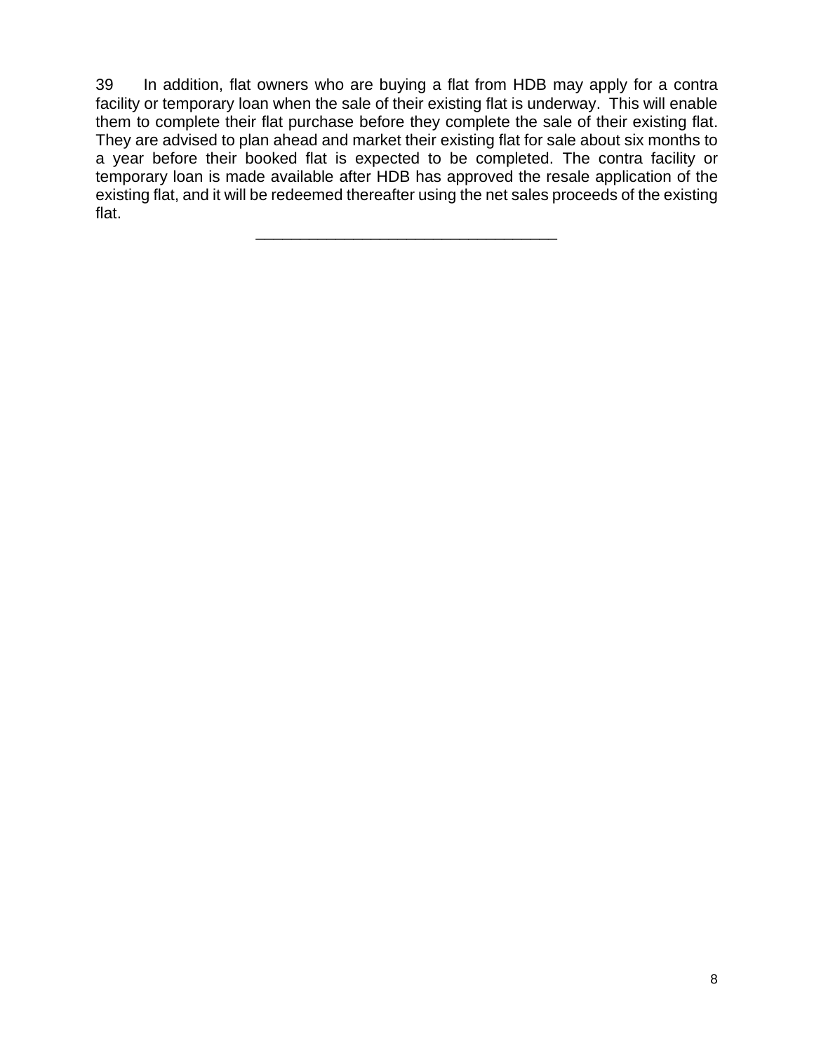39 In addition, flat owners who are buying a flat from HDB may apply for a contra facility or temporary loan when the sale of their existing flat is underway. This will enable them to complete their flat purchase before they complete the sale of their existing flat. They are advised to plan ahead and market their existing flat for sale about six months to a year before their booked flat is expected to be completed. The contra facility or temporary loan is made available after HDB has approved the resale application of the existing flat, and it will be redeemed thereafter using the net sales proceeds of the existing flat.

---